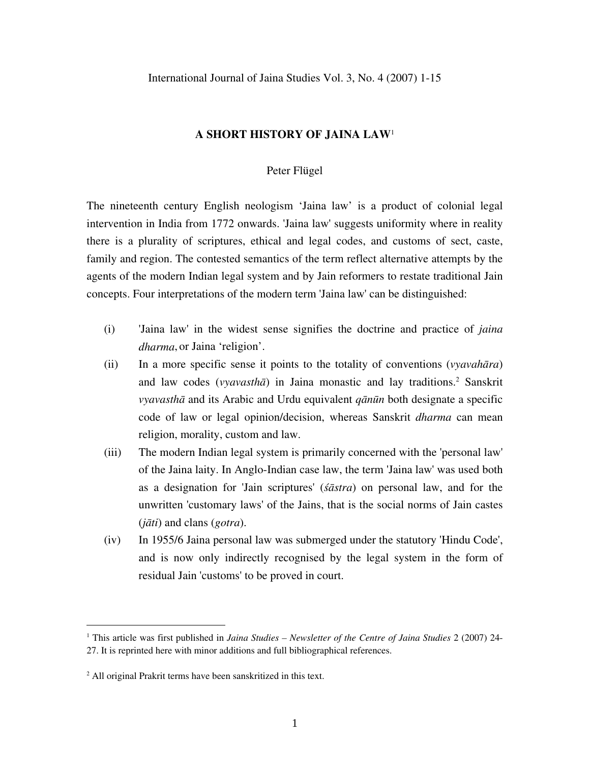# A SHORT HISTORY OF JAINA LAW[1]

Peter Flügel

The nineteenth century English neologism 'Jaina law' is a product of colonial legal intervention in India from 1772 onwards. 'Jaina law' suggests uniformity where in reality there is a plurality of scriptures, ethical and legal codes, and customs of sect, caste, family and region. The contested semantics of the term reflect alternative attempts by the agents of the modern Indian legal system and by Jain reformers to restate traditional Jain concepts. Four interpretations of the modern term 'Jaina law' can be distinguished:

(i) 'Jaina law' in the widest sense signifies the doctrine and practice of *jaina dharma*, or Jaina 'religion'.

(ii) In a more specific sense it points to the totality of conventions (*vyavahāra*) and law codes (*vyavasthā*) in Jaina monastic and lay traditions.[2] Sanskrit *vyavasthā* and its Arabic and Urdu equivalent *qānūn* both designate a specific code of law or legal opinion/decision, whereas Sanskrit *dharma* can mean religion, morality, custom and law.

(iii) The modern Indian legal system is primarily concerned with the 'personal law' of the Jaina laity. In Anglo-Indian case law, the term 'Jaina law' was used both as a designation for 'Jain scriptures' (*śāstra*) on personal law, and for the unwritten 'customary laws' of the Jains, that is the social norms of Jain castes (*jāti*) and clans (*gotra*).

(iv) In 1955/6 Jaina personal law was submerged under the statutory 'Hindu Code', and is now only indirectly recognised by the legal system in the form of residual Jain 'customs' to be proved in court.

---

[1] This article was first published in *Jaina Studies – Newsletter of the Centre of Jaina Studies* 2 (2007) 24-27. It is reprinted here with minor additions and full bibliographical references.

[2] All original Prakrit terms have been sanskritized in this text.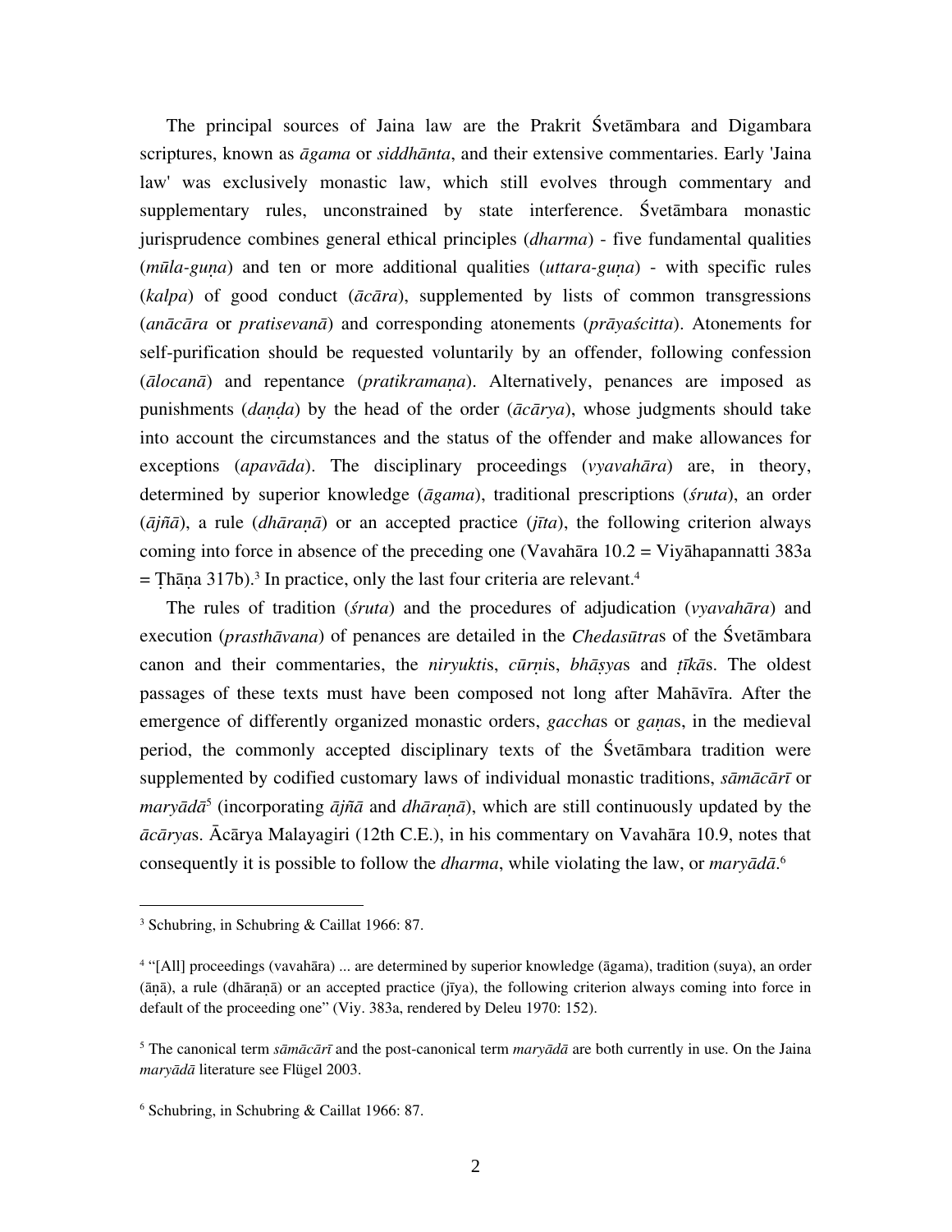The principal sources of Jaina law are the Prakrit Śvetāmbara and Digambara scriptures, known as *āgama* or *siddhānta*, and their extensive commentaries. Early 'Jaina law' was exclusively monastic law, which still evolves through commentary and supplementary rules, unconstrained by state interference. Śvetāmbara monastic jurisprudence combines general ethical principles (*dharma*) - five fundamental qualities (*mūla-guṇa*) and ten or more additional qualities (*uttara-guṇa*) - with specific rules (*kalpa*) of good conduct (*ācāra*), supplemented by lists of common transgressions (*anācāra* or *pratisevanā*) and corresponding atonements (*prāyaścitta*). Atonements for self-purification should be requested voluntarily by an offender, following confession (*ālocanā*) and repentance (*pratikramaṇa*). Alternatively, penances are imposed as punishments (*daṇḍa*) by the head of the order (*ācārya*), whose judgments should take into account the circumstances and the status of the offender and make allowances for exceptions (*apavāda*). The disciplinary proceedings (*vyavahāra*) are, in theory, determined by superior knowledge (*āgama*), traditional prescriptions (*śruta*), an order (*ājñā*), a rule (*dhāraṇā*) or an accepted practice (*jīta*), the following criterion always coming into force in absence of the preceding one (Vavahāra 10.2 = Viyāhapannatti 383a = Ṭhāṇa 317b).[3] In practice, only the last four criteria are relevant.[4]

The rules of tradition (*śruta*) and the procedures of adjudication (*vyavahāra*) and execution (*prasthāvana*) of penances are detailed in the *Chedasūtra*s of the Śvetāmbara canon and their commentaries, the *niryukti*s, *cūrṇi*s, *bhāṣya*s and *ṭīkā*s. The oldest passages of these texts must have been composed not long after Mahāvīra. After the emergence of differently organized monastic orders, *gaccha*s or *gaṇa*s, in the medieval period, the commonly accepted disciplinary texts of the Śvetāmbara tradition were supplemented by codified customary laws of individual monastic traditions, *sāmācārī* or *maryādā*[5] (incorporating *ājñā* and *dhāraṇā*), which are still continuously updated by the *ācārya*s. Ācārya Malayagiri (12th C.E.), in his commentary on Vavahāra 10.9, notes that consequently it is possible to follow the *dharma*, while violating the law, or *maryādā*.[6]

---

[3] Schubring, in Schubring & Caillat 1966: 87.

[4] "[All] proceedings (vavahāra) ... are determined by superior knowledge (āgama), tradition (suya), an order (āṇā), a rule (dhāraṇā) or an accepted practice (jīya), the following criterion always coming into force in default of the proceeding one" (Viy. 383a, rendered by Deleu 1970: 152).

[5] The canonical term *sāmācārī* and the post-canonical term *maryādā* are both currently in use. On the Jaina *maryādā* literature see Flügel 2003.

[6] Schubring, in Schubring & Caillat 1966: 87.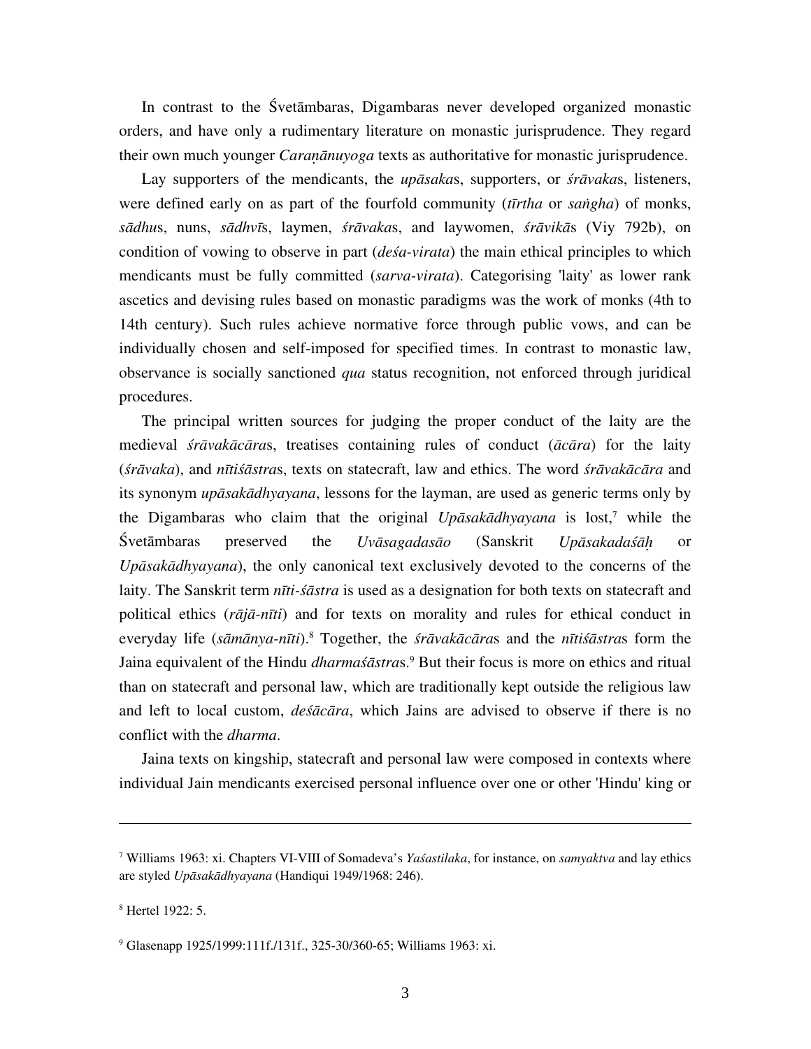In contrast to the Śvetāmbaras, Digambaras never developed organized monastic orders, and have only a rudimentary literature on monastic jurisprudence. They regard their own much younger *Caraṇānuyoga* texts as authoritative for monastic jurisprudence.

Lay supporters of the mendicants, the *upāsaka*s, supporters, or *śrāvaka*s, listeners, were defined early on as part of the fourfold community (*tīrtha* or *saṅgha*) of monks, *sādhu*s, nuns, *sādhvī*s, laymen, *śrāvaka*s, and laywomen, *śrāvikā*s (Viy 792b), on condition of vowing to observe in part (*deśa-virata*) the main ethical principles to which mendicants must be fully committed (*sarva-virata*). Categorising 'laity' as lower rank ascetics and devising rules based on monastic paradigms was the work of monks (4th to 14th century). Such rules achieve normative force through public vows, and can be individually chosen and self-imposed for specified times. In contrast to monastic law, observance is socially sanctioned *qua* status recognition, not enforced through juridical procedures.

The principal written sources for judging the proper conduct of the laity are the medieval *śrāvakācāra*s, treatises containing rules of conduct (*ācāra*) for the laity (*śrāvaka*), and *nītiśāstra*s, texts on statecraft, law and ethics. The word *śrāvakācāra* and its synonym *upāsakādhyayana*, lessons for the layman, are used as generic terms only by the Digambaras who claim that the original *Upāsakādhyayana* is lost,[7] while the Śvetāmbaras preserved the *Uvāsagadasāo* (Sanskrit *Upāsakadaśāḥ* or *Upāsakādhyayana*), the only canonical text exclusively devoted to the concerns of the laity. The Sanskrit term *nīti-śāstra* is used as a designation for both texts on statecraft and political ethics (*rājā-nīti*) and for texts on morality and rules for ethical conduct in everyday life (*sāmānya-nīti*).[8] Together, the *śrāvakācāra*s and the *nītiśāstra*s form the Jaina equivalent of the Hindu *dharmaśāstra*s.[9] But their focus is more on ethics and ritual than on statecraft and personal law, which are traditionally kept outside the religious law and left to local custom, *deśācāra*, which Jains are advised to observe if there is no conflict with the *dharma*.

Jaina texts on kingship, statecraft and personal law were composed in contexts where individual Jain mendicants exercised personal influence over one or other 'Hindu' king or

---

[7] Williams 1963: xi. Chapters VI-VIII of Somadeva's *Yaśastilaka*, for instance, on *samyaktva* and lay ethics are styled *Upāsakādhyayana* (Handiqui 1949/1968: 246).

[8] Hertel 1922: 5.

[9] Glasenapp 1925/1999:111f./131f., 325-30/360-65; Williams 1963: xi.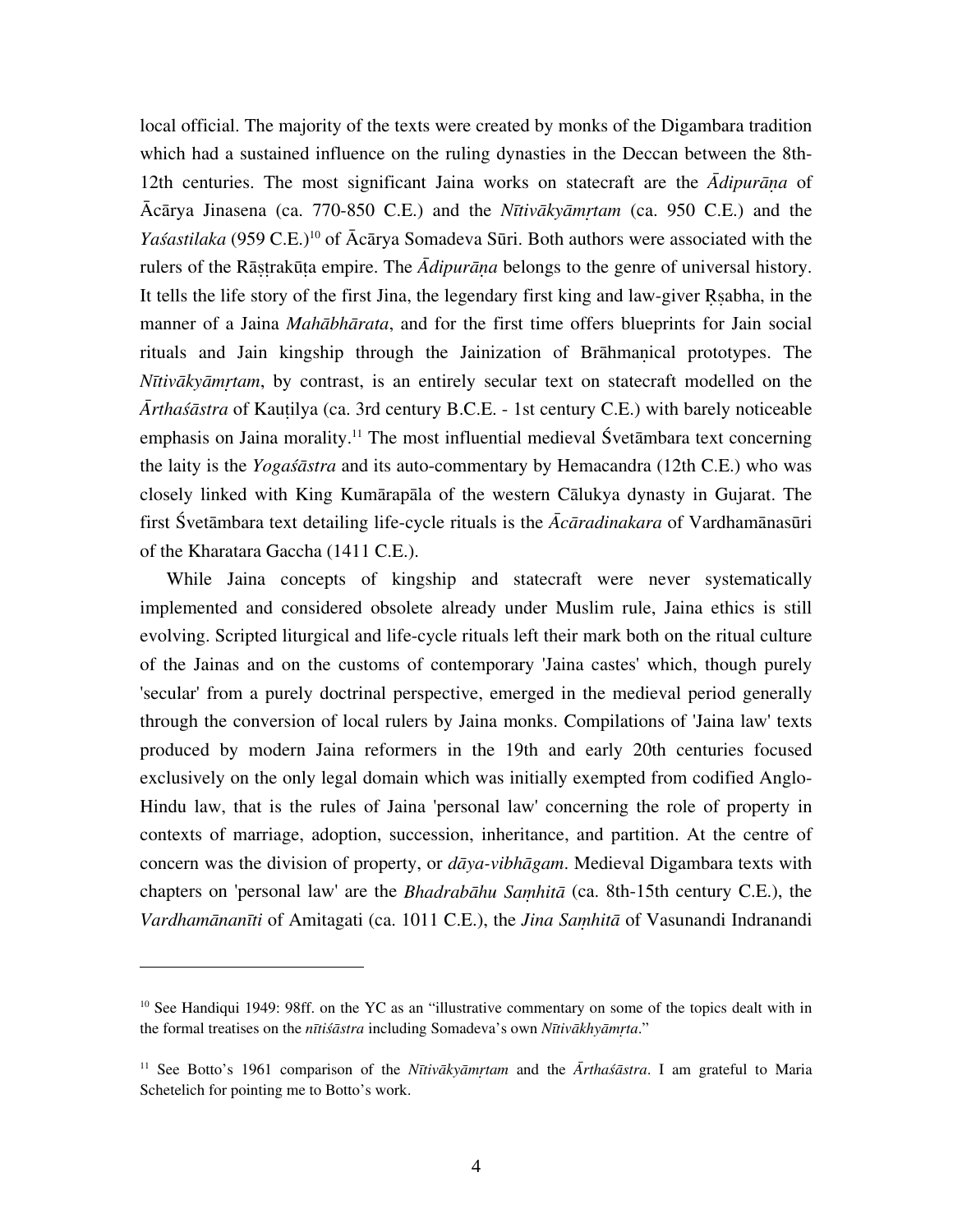local official. The majority of the texts were created by monks of the Digambara tradition which had a sustained influence on the ruling dynasties in the Deccan between the 8th-12th centuries. The most significant Jaina works on statecraft are the *Ādipurāṇa* of Ācārya Jinasena (ca. 770-850 C.E.) and the *Nītivākyāmṛtam* (ca. 950 C.E.) and the *Yaśastilaka* (959 C.E.)[10] of Ācārya Somadeva Sūri. Both authors were associated with the rulers of the Rāṣṭrakūṭa empire. The *Ādipurāṇa* belongs to the genre of universal history. It tells the life story of the first Jina, the legendary first king and law-giver Ṛṣabha, in the manner of a Jaina *Mahābhārata*, and for the first time offers blueprints for Jain social rituals and Jain kingship through the Jainization of Brāhmaṇical prototypes. The *Nītivākyāmṛtam*, by contrast, is an entirely secular text on statecraft modelled on the *Ārthaśāstra* of Kauṭilya (ca. 3rd century B.C.E. - 1st century C.E.) with barely noticeable emphasis on Jaina morality.[11] The most influential medieval Śvetāmbara text concerning the laity is the *Yogaśāstra* and its auto-commentary by Hemacandra (12th C.E.) who was closely linked with King Kumārapāla of the western Cālukya dynasty in Gujarat. The first Śvetāmbara text detailing life-cycle rituals is the *Ācāradinakara* of Vardhamānasūri of the Kharatara Gaccha (1411 C.E.).

While Jaina concepts of kingship and statecraft were never systematically implemented and considered obsolete already under Muslim rule, Jaina ethics is still evolving. Scripted liturgical and life-cycle rituals left their mark both on the ritual culture of the Jainas and on the customs of contemporary 'Jaina castes' which, though purely 'secular' from a purely doctrinal perspective, emerged in the medieval period generally through the conversion of local rulers by Jaina monks. Compilations of 'Jaina law' texts produced by modern Jaina reformers in the 19th and early 20th centuries focused exclusively on the only legal domain which was initially exempted from codified Anglo-Hindu law, that is the rules of Jaina 'personal law' concerning the role of property in contexts of marriage, adoption, succession, inheritance, and partition. At the centre of concern was the division of property, or *dāya-vibhāgam*. Medieval Digambara texts with chapters on 'personal law' are the *Bhadrabāhu Saṃhitā* (ca. 8th-15th century C.E.), the *Vardhamānanīti* of Amitagati (ca. 1011 C.E.), the *Jina Saṃhitā* of Vasunandi Indranandi

---

[10] See Handiqui 1949: 98ff. on the YC as an "illustrative commentary on some of the topics dealt with in the formal treatises on the *nītiśāstra* including Somadeva's own *Nītivākhyāmṛta*."

[11] See Botto's 1961 comparison of the *Nītivākyāmṛtam* and the *Ārthaśāstra*. I am grateful to Maria Schetelich for pointing me to Botto's work.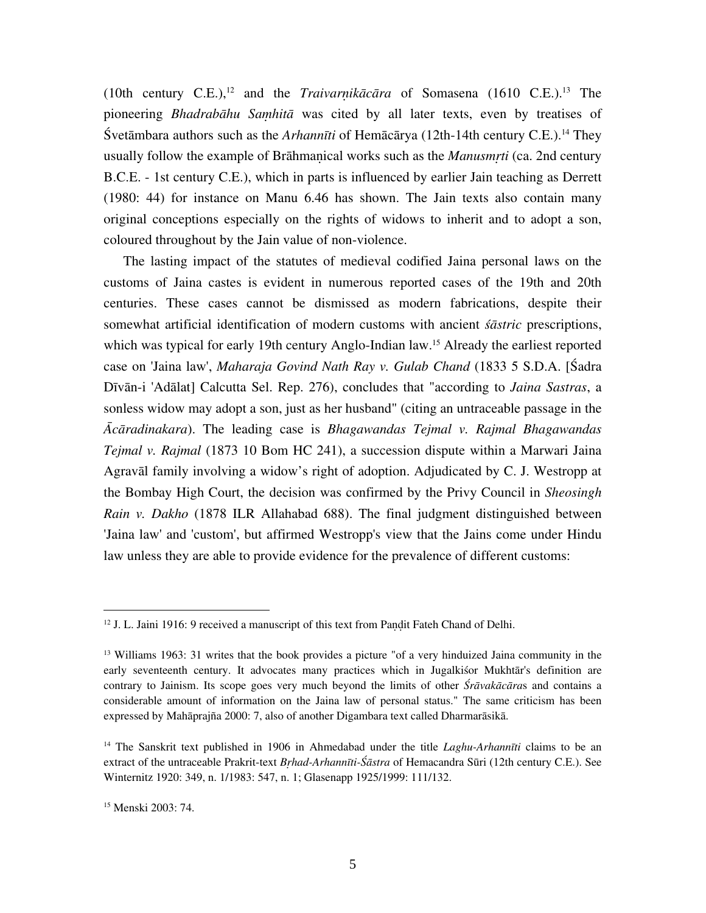(10th century C.E.),[12] and the *Traivarṇikācāra* of Somasena (1610 C.E.).[13] The pioneering *Bhadrabāhu Saṃhitā* was cited by all later texts, even by treatises of Śvetāmbara authors such as the *Arhannīti* of Hemācārya (12th-14th century C.E.).[14] They usually follow the example of Brāhmaṇical works such as the *Manusmṛti* (ca. 2nd century B.C.E. - 1st century C.E.), which in parts is influenced by earlier Jain teaching as Derrett (1980: 44) for instance on Manu 6.46 has shown. The Jain texts also contain many original conceptions especially on the rights of widows to inherit and to adopt a son, coloured throughout by the Jain value of non-violence.

The lasting impact of the statutes of medieval codified Jaina personal laws on the customs of Jaina castes is evident in numerous reported cases of the 19th and 20th centuries. These cases cannot be dismissed as modern fabrications, despite their somewhat artificial identification of modern customs with ancient *śāstric* prescriptions, which was typical for early 19th century Anglo-Indian law.[15] Already the earliest reported case on 'Jaina law', *Maharaja Govind Nath Ray v. Gulab Chand* (1833 5 S.D.A. [Śadra Dīvān-i 'Adālat] Calcutta Sel. Rep. 276), concludes that "according to *Jaina Sastras*, a sonless widow may adopt a son, just as her husband" (citing an untraceable passage in the *Ācāradinakara*). The leading case is *Bhagawandas Tejmal v. Rajmal Bhagawandas Tejmal v. Rajmal* (1873 10 Bom HC 241), a succession dispute within a Marwari Jaina Agravāl family involving a widow's right of adoption. Adjudicated by C. J. Westropp at the Bombay High Court, the decision was confirmed by the Privy Council in *Sheosingh Rain v. Dakho* (1878 ILR Allahabad 688). The final judgment distinguished between 'Jaina law' and 'custom', but affirmed Westropp's view that the Jains come under Hindu law unless they are able to provide evidence for the prevalence of different customs:

---

[12] J. L. Jaini 1916: 9 received a manuscript of this text from Paṇḍit Fateh Chand of Delhi.

[13] Williams 1963: 31 writes that the book provides a picture "of a very hinduized Jaina community in the early seventeenth century. It advocates many practices which in Jugalkiśor Mukhtār's definition are contrary to Jainism. Its scope goes very much beyond the limits of other *Śrāvakācāra*s and contains a considerable amount of information on the Jaina law of personal status." The same criticism has been expressed by Mahāprajña 2000: 7, also of another Digambara text called Dharmarāsikā.

[14] The Sanskrit text published in 1906 in Ahmedabad under the title *Laghu-Arhannīti* claims to be an extract of the untraceable Prakrit-text *Bṛhad-Arhannīti-Śāstra* of Hemacandra Sūri (12th century C.E.). See Winternitz 1920: 349, n. 1/1983: 547, n. 1; Glasenapp 1925/1999: 111/132.

[15] Menski 2003: 74.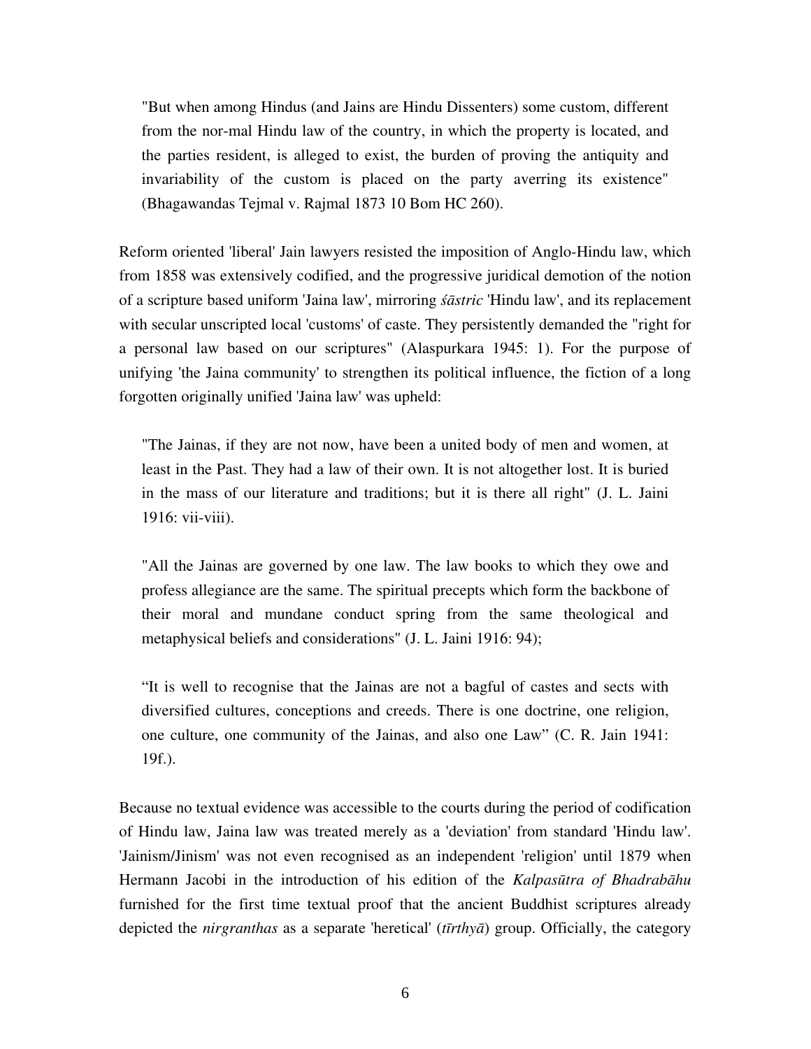> "But when among Hindus (and Jains are Hindu Dissenters) some custom, different from the nor-mal Hindu law of the country, in which the property is located, and the parties resident, is alleged to exist, the burden of proving the antiquity and invariability of the custom is placed on the party averring its existence" (Bhagawandas Tejmal v. Rajmal 1873 10 Bom HC 260).

Reform oriented 'liberal' Jain lawyers resisted the imposition of Anglo-Hindu law, which from 1858 was extensively codified, and the progressive juridical demotion of the notion of a scripture based uniform 'Jaina law', mirroring *śāstric* 'Hindu law', and its replacement with secular unscripted local 'customs' of caste. They persistently demanded the "right for a personal law based on our scriptures" (Alaspurkara 1945: 1). For the purpose of unifying 'the Jaina community' to strengthen its political influence, the fiction of a long forgotten originally unified 'Jaina law' was upheld:

> "The Jainas, if they are not now, have been a united body of men and women, at least in the Past. They had a law of their own. It is not altogether lost. It is buried in the mass of our literature and traditions; but it is there all right" (J. L. Jaini 1916: vii-viii).

> "All the Jainas are governed by one law. The law books to which they owe and profess allegiance are the same. The spiritual precepts which form the backbone of their moral and mundane conduct spring from the same theological and metaphysical beliefs and considerations" (J. L. Jaini 1916: 94);

> "It is well to recognise that the Jainas are not a bagful of castes and sects with diversified cultures, conceptions and creeds. There is one doctrine, one religion, one culture, one community of the Jainas, and also one Law" (C. R. Jain 1941: 19f.).

Because no textual evidence was accessible to the courts during the period of codification of Hindu law, Jaina law was treated merely as a 'deviation' from standard 'Hindu law'. 'Jainism/Jinism' was not even recognised as an independent 'religion' until 1879 when Hermann Jacobi in the introduction of his edition of the *Kalpasūtra of Bhadrabāhu* furnished for the first time textual proof that the ancient Buddhist scriptures already depicted the *nirgranthas* as a separate 'heretical' (*tīrthyā*) group. Officially, the category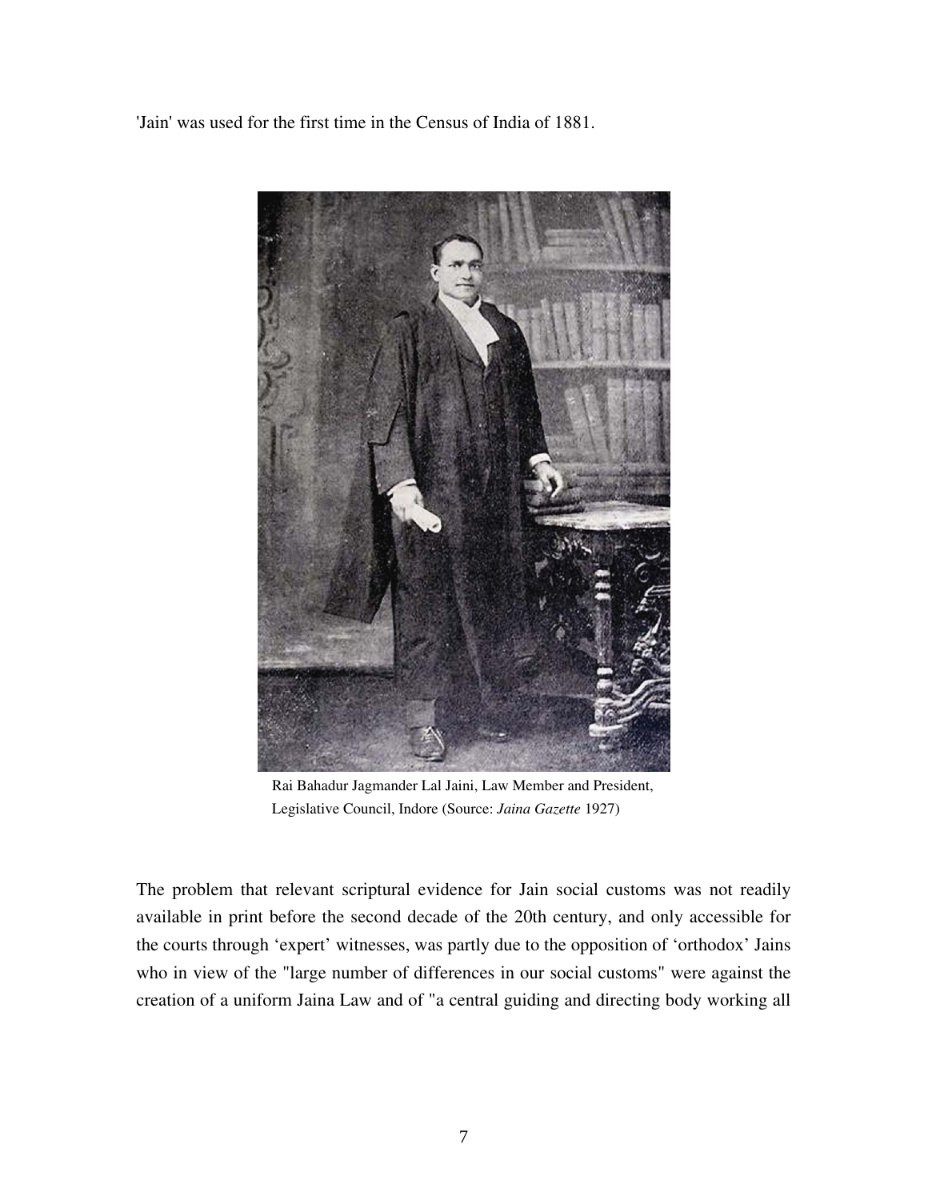'Jain' was used for the first time in the Census of India of 1881.

Rai Bahadur Jagmander Lal Jaini, Law Member and President, Legislative Council, Indore (Source: *Jaina Gazette* 1927)

The problem that relevant scriptural evidence for Jain social customs was not readily available in print before the second decade of the 20th century, and only accessible for the courts through 'expert' witnesses, was partly due to the opposition of 'orthodox' Jains who in view of the "large number of differences in our social customs" were against the creation of a uniform Jaina Law and of "a central guiding and directing body working all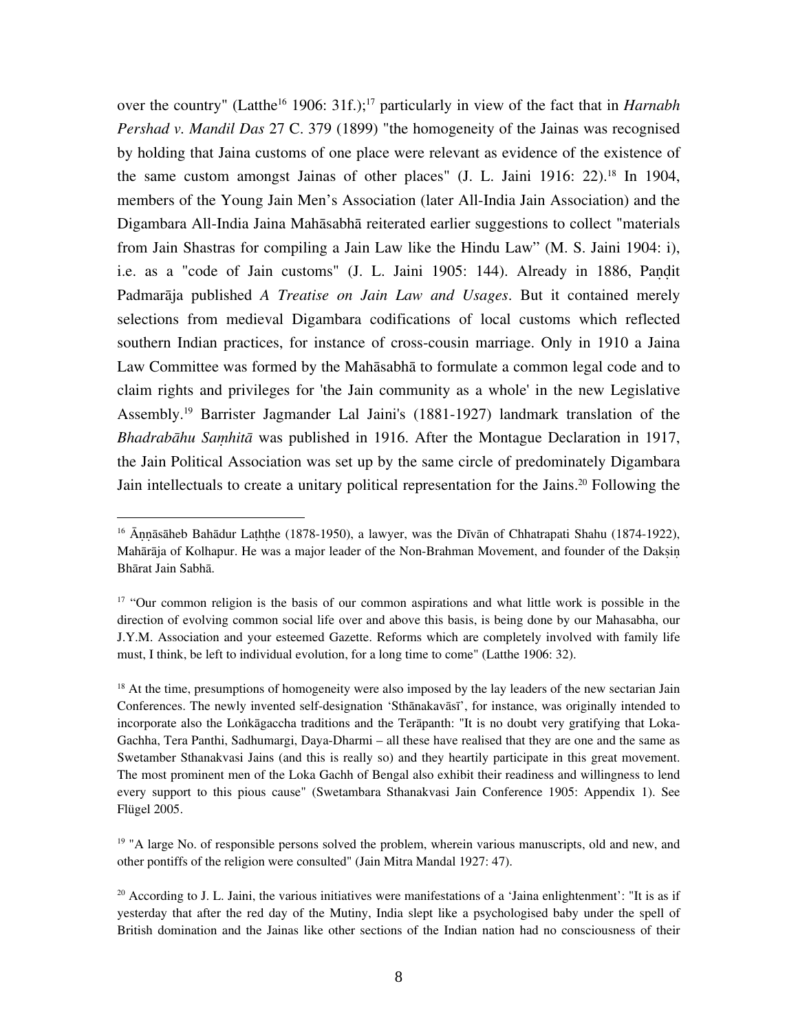over the country" (Latthe[16] 1906: 31f.);[17] particularly in view of the fact that in *Harnabh Pershad v. Mandil Das* 27 C. 379 (1899) "the homogeneity of the Jainas was recognised by holding that Jaina customs of one place were relevant as evidence of the existence of the same custom amongst Jainas of other places" (J. L. Jaini 1916: 22).[18] In 1904, members of the Young Jain Men's Association (later All-India Jain Association) and the Digambara All-India Jaina Mahāsabhā reiterated earlier suggestions to collect "materials from Jain Shastras for compiling a Jain Law like the Hindu Law" (M. S. Jaini 1904: i), i.e. as a "code of Jain customs" (J. L. Jaini 1905: 144). Already in 1886, Paṇḍit Padmarāja published *A Treatise on Jain Law and Usages*. But it contained merely selections from medieval Digambara codifications of local customs which reflected southern Indian practices, for instance of cross-cousin marriage. Only in 1910 a Jaina Law Committee was formed by the Mahāsabhā to formulate a common legal code and to claim rights and privileges for 'the Jain community as a whole' in the new Legislative Assembly.[19] Barrister Jagmander Lal Jaini's (1881-1927) landmark translation of the *Bhadrabāhu Saṃhitā* was published in 1916. After the Montague Declaration in 1917, the Jain Political Association was set up by the same circle of predominately Digambara Jain intellectuals to create a unitary political representation for the Jains.[20] Following the

---

[16] Āṇṇāsāheb Bahādur Laṭhṭhe (1878-1950), a lawyer, was the Dīvān of Chhatrapati Shahu (1874-1922), Mahārāja of Kolhapur. He was a major leader of the Non-Brahman Movement, and founder of the Dakṣiṇ Bhārat Jain Sabhā.

[17] "Our common religion is the basis of our common aspirations and what little work is possible in the direction of evolving common social life over and above this basis, is being done by our Mahasabha, our J.Y.M. Association and your esteemed Gazette. Reforms which are completely involved with family life must, I think, be left to individual evolution, for a long time to come" (Latthe 1906: 32).

[18] At the time, presumptions of homogeneity were also imposed by the lay leaders of the new sectarian Jain Conferences. The newly invented self-designation 'Sthānakavāsī', for instance, was originally intended to incorporate also the Loṅkāgaccha traditions and the Terāpanth: "It is no doubt very gratifying that Loka-Gachha, Tera Panthi, Sadhumargi, Daya-Dharmi – all these have realised that they are one and the same as Swetamber Sthanakvasi Jains (and this is really so) and they heartily participate in this great movement. The most prominent men of the Loka Gachh of Bengal also exhibit their readiness and willingness to lend every support to this pious cause" (Swetambara Sthanakvasi Jain Conference 1905: Appendix 1). See Flügel 2005.

[19] "A large No. of responsible persons solved the problem, wherein various manuscripts, old and new, and other pontiffs of the religion were consulted" (Jain Mitra Mandal 1927: 47).

[20] According to J. L. Jaini, the various initiatives were manifestations of a 'Jaina enlightenment': "It is as if yesterday that after the red day of the Mutiny, India slept like a psychologised baby under the spell of British domination and the Jainas like other sections of the Indian nation had no consciousness of their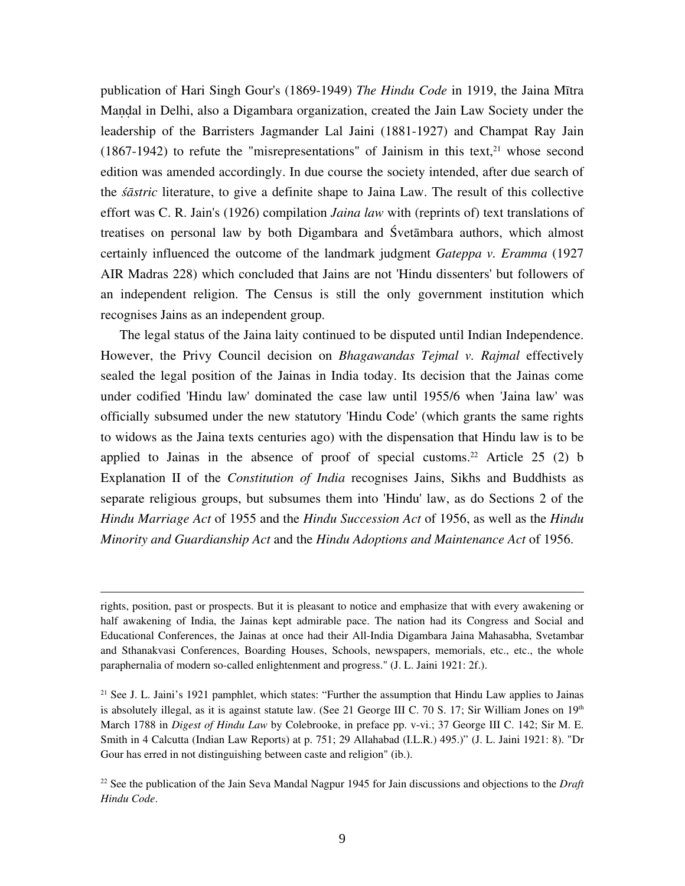publication of Hari Singh Gour's (1869-1949) *The Hindu Code* in 1919, the Jaina Mītra Maṇḍal in Delhi, also a Digambara organization, created the Jain Law Society under the leadership of the Barristers Jagmander Lal Jaini (1881-1927) and Champat Ray Jain (1867-1942) to refute the "misrepresentations" of Jainism in this text,[21] whose second edition was amended accordingly. In due course the society intended, after due search of the *śāstric* literature, to give a definite shape to Jaina Law. The result of this collective effort was C. R. Jain's (1926) compilation *Jaina law* with (reprints of) text translations of treatises on personal law by both Digambara and Śvetāmbara authors, which almost certainly influenced the outcome of the landmark judgment *Gateppa v. Eramma* (1927 AIR Madras 228) which concluded that Jains are not 'Hindu dissenters' but followers of an independent religion. The Census is still the only government institution which recognises Jains as an independent group.

The legal status of the Jaina laity continued to be disputed until Indian Independence. However, the Privy Council decision on *Bhagawandas Tejmal v. Rajmal* effectively sealed the legal position of the Jainas in India today. Its decision that the Jainas come under codified 'Hindu law' dominated the case law until 1955/6 when 'Jaina law' was officially subsumed under the new statutory 'Hindu Code' (which grants the same rights to widows as the Jaina texts centuries ago) with the dispensation that Hindu law is to be applied to Jainas in the absence of proof of special customs.[22] Article 25 (2) b Explanation II of the *Constitution of India* recognises Jains, Sikhs and Buddhists as separate religious groups, but subsumes them into 'Hindu' law, as do Sections 2 of the *Hindu Marriage Act* of 1955 and the *Hindu Succession Act* of 1956, as well as the *Hindu Minority and Guardianship Act* and the *Hindu Adoptions and Maintenance Act* of 1956.

---

rights, position, past or prospects. But it is pleasant to notice and emphasize that with every awakening or half awakening of India, the Jainas kept admirable pace. The nation had its Congress and Social and Educational Conferences, the Jainas at once had their All-India Digambara Jaina Mahasabha, Svetambar and Sthanakvasi Conferences, Boarding Houses, Schools, newspapers, memorials, etc., etc., the whole paraphernalia of modern so-called enlightenment and progress." (J. L. Jaini 1921: 2f.).

[21] See J. L. Jaini's 1921 pamphlet, which states: "Further the assumption that Hindu Law applies to Jainas is absolutely illegal, as it is against statute law. (See 21 George III C. 70 S. 17; Sir William Jones on 19th March 1788 in *Digest of Hindu Law* by Colebrooke, in preface pp. v-vi.; 37 George III C. 142; Sir M. E. Smith in 4 Calcutta (Indian Law Reports) at p. 751; 29 Allahabad (I.L.R.) 495.)" (J. L. Jaini 1921: 8). "Dr Gour has erred in not distinguishing between caste and religion" (ib.).

[22] See the publication of the Jain Seva Mandal Nagpur 1945 for Jain discussions and objections to the *Draft Hindu Code*.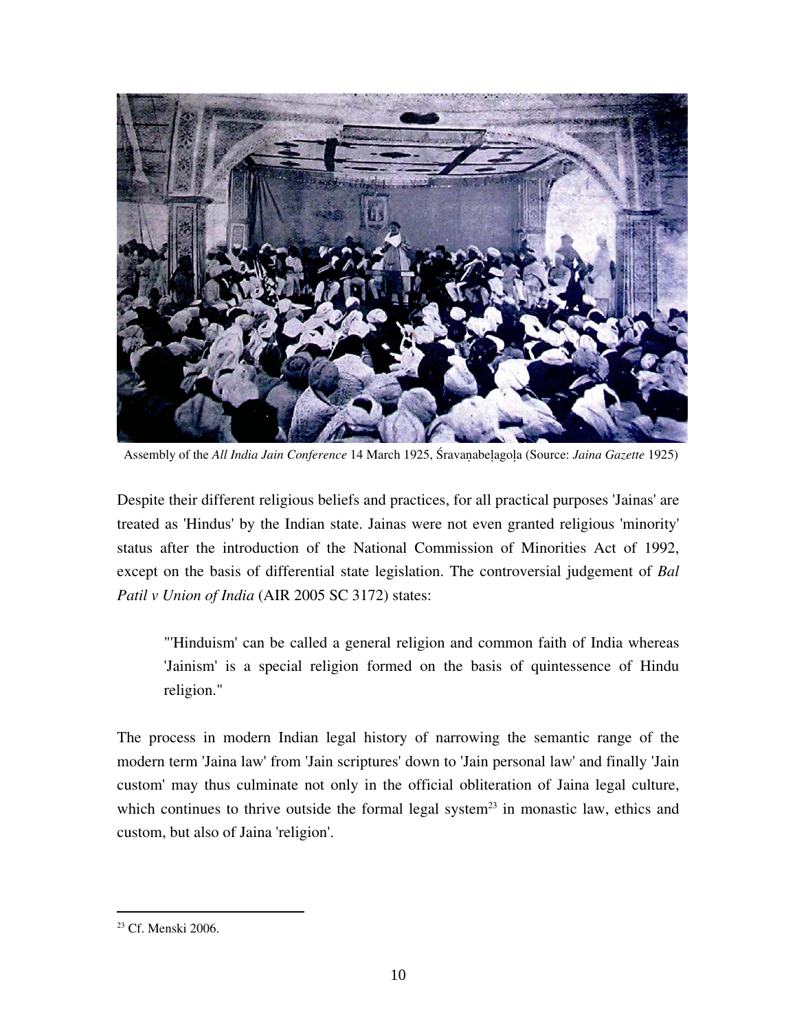Assembly of the *All India Jain Conference* 14 March 1925, Śravaṇabeḷagoḷa (Source: *Jaina Gazette* 1925)

Despite their different religious beliefs and practices, for all practical purposes 'Jainas' are treated as 'Hindus' by the Indian state. Jainas were not even granted religious 'minority' status after the introduction of the National Commission of Minorities Act of 1992, except on the basis of differential state legislation. The controversial judgement of *Bal Patil v Union of India* (AIR 2005 SC 3172) states:

> "'Hinduism' can be called a general religion and common faith of India whereas 'Jainism' is a special religion formed on the basis of quintessence of Hindu religion."

The process in modern Indian legal history of narrowing the semantic range of the modern term 'Jaina law' from 'Jain scriptures' down to 'Jain personal law' and finally 'Jain custom' may thus culminate not only in the official obliteration of Jaina legal culture, which continues to thrive outside the formal legal system[23] in monastic law, ethics and custom, but also of Jaina 'religion'.

[23] Cf. Menski 2006.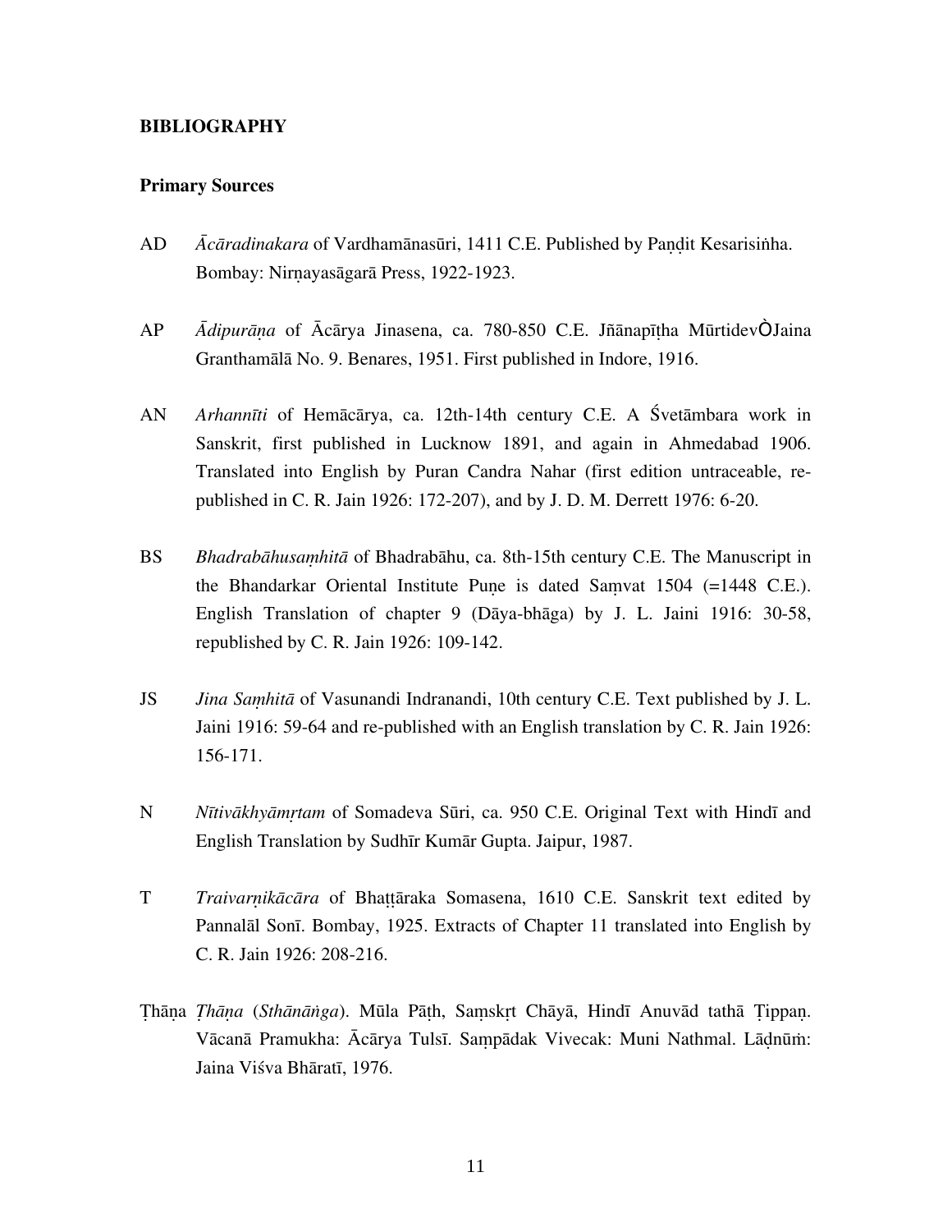**BIBLIOGRAPHY**

**Primary Sources**

AD *Ācāradinakara* of Vardhamānasūri, 1411 C.E. Published by Paṇḍit Kesarisiṅha. Bombay: Nirṇayasāgarā Press, 1922-1923.

AP *Ādipurāṇa* of Ācārya Jinasena, ca. 780-850 C.E. Jñānapīṭha MūrtidevÒJaina Granthamālā No. 9. Benares, 1951. First published in Indore, 1916.

AN *Arhannīti* of Hemācārya, ca. 12th-14th century C.E. A Śvetāmbara work in Sanskrit, first published in Lucknow 1891, and again in Ahmedabad 1906. Translated into English by Puran Candra Nahar (first edition untraceable, re-published in C. R. Jain 1926: 172-207), and by J. D. M. Derrett 1976: 6-20.

BS *Bhadrabāhusaṃhitā* of Bhadrabāhu, ca. 8th-15th century C.E. The Manuscript in the Bhandarkar Oriental Institute Puṇe is dated Saṃvat 1504 (=1448 C.E.). English Translation of chapter 9 (Dāya-bhāga) by J. L. Jaini 1916: 30-58, republished by C. R. Jain 1926: 109-142.

JS *Jina Saṃhitā* of Vasunandi Indranandi, 10th century C.E. Text published by J. L. Jaini 1916: 59-64 and re-published with an English translation by C. R. Jain 1926: 156-171.

N *Nītivākhyāmṛtam* of Somadeva Sūri, ca. 950 C.E. Original Text with Hindī and English Translation by Sudhīr Kumār Gupta. Jaipur, 1987.

T *Traivarṇikācāra* of Bhaṭṭāraka Somasena, 1610 C.E. Sanskrit text edited by Pannalāl Sonī. Bombay, 1925. Extracts of Chapter 11 translated into English by C. R. Jain 1926: 208-216.

Ṭhāṇa *Ṭhāṇa* (*Sthānāṅga*). Mūla Pāṭh, Saṃskṛt Chāyā, Hindī Anuvād tathā Ṭippaṇ. Vācanā Pramukha: Ācārya Tulsī. Saṃpādak Vivecak: Muni Nathmal. Lāḍnūṁ: Jaina Viśva Bhāratī, 1976.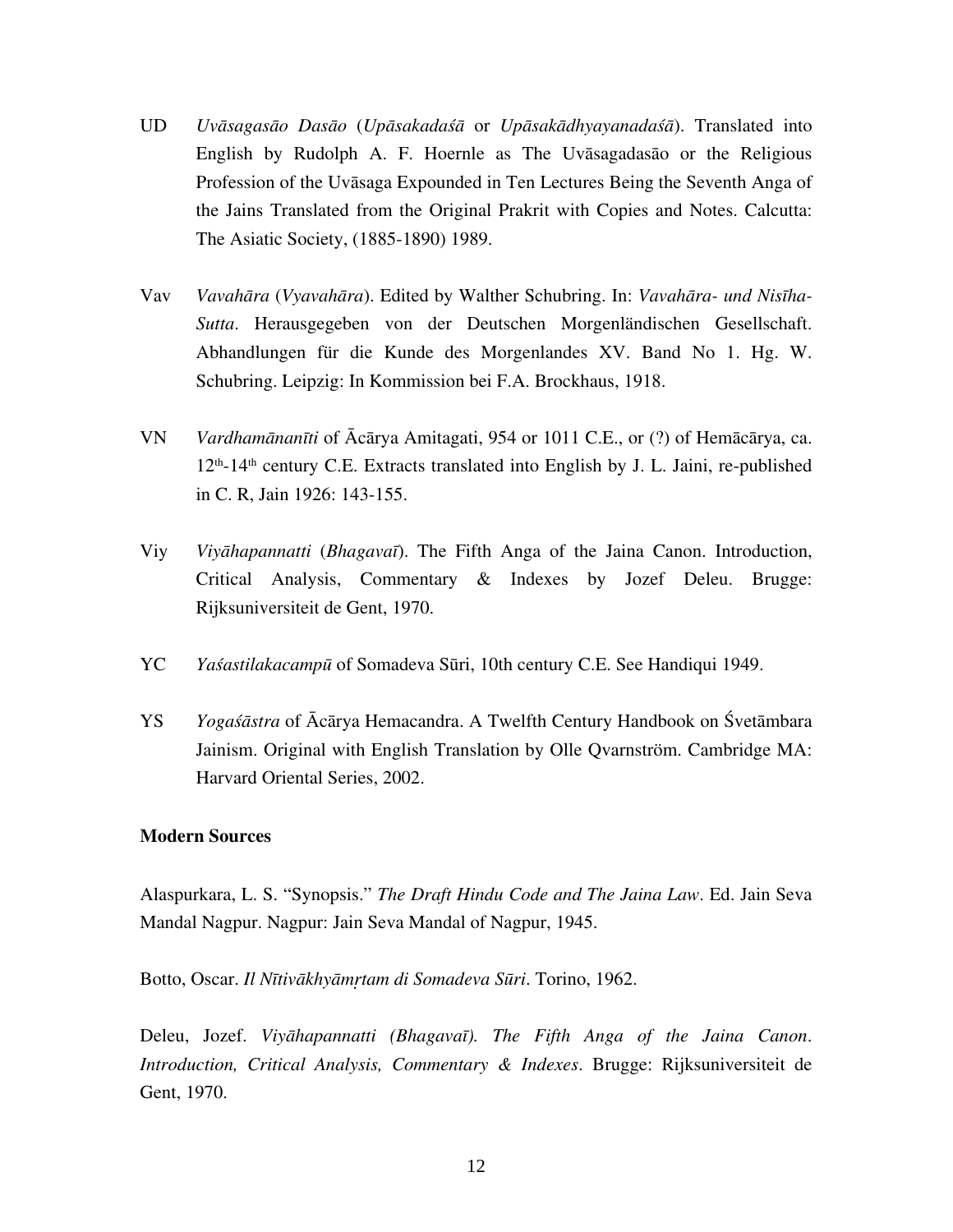UD *Uvāsagasāo Dasāo* (*Upāsakadaśā* or *Upāsakādhyayanadaśā*). Translated into English by Rudolph A. F. Hoernle as The Uvāsagadasāo or the Religious Profession of the Uvāsaga Expounded in Ten Lectures Being the Seventh Anga of the Jains Translated from the Original Prakrit with Copies and Notes. Calcutta: The Asiatic Society, (1885-1890) 1989.

Vav *Vavahāra* (*Vyavahāra*). Edited by Walther Schubring. In: *Vavahāra- und Nisīha-Sutta*. Herausgegeben von der Deutschen Morgenländischen Gesellschaft. Abhandlungen für die Kunde des Morgenlandes XV. Band No 1. Hg. W. Schubring. Leipzig: In Kommission bei F.A. Brockhaus, 1918.

VN *Vardhamānanīti* of Ācārya Amitagati, 954 or 1011 C.E., or (?) of Hemācārya, ca. 12th-14th century C.E. Extracts translated into English by J. L. Jaini, re-published in C. R, Jain 1926: 143-155.

Viy *Viyāhapannatti* (*Bhagavaī*). The Fifth Anga of the Jaina Canon. Introduction, Critical Analysis, Commentary & Indexes by Jozef Deleu. Brugge: Rijksuniversiteit de Gent, 1970.

YC *Yaśastilakacampū* of Somadeva Sūri, 10th century C.E. See Handiqui 1949.

YS *Yogaśāstra* of Ācārya Hemacandra. A Twelfth Century Handbook on Śvetāmbara Jainism. Original with English Translation by Olle Qvarnström. Cambridge MA: Harvard Oriental Series, 2002.

**Modern Sources**

Alaspurkara, L. S. "Synopsis." *The Draft Hindu Code and The Jaina Law*. Ed. Jain Seva Mandal Nagpur. Nagpur: Jain Seva Mandal of Nagpur, 1945.

Botto, Oscar. *Il Nītivākhyāmṛtam di Somadeva Sūri*. Torino, 1962.

Deleu, Jozef. *Viyāhapannatti (Bhagavaī). The Fifth Anga of the Jaina Canon. Introduction, Critical Analysis, Commentary & Indexes*. Brugge: Rijksuniversiteit de Gent, 1970.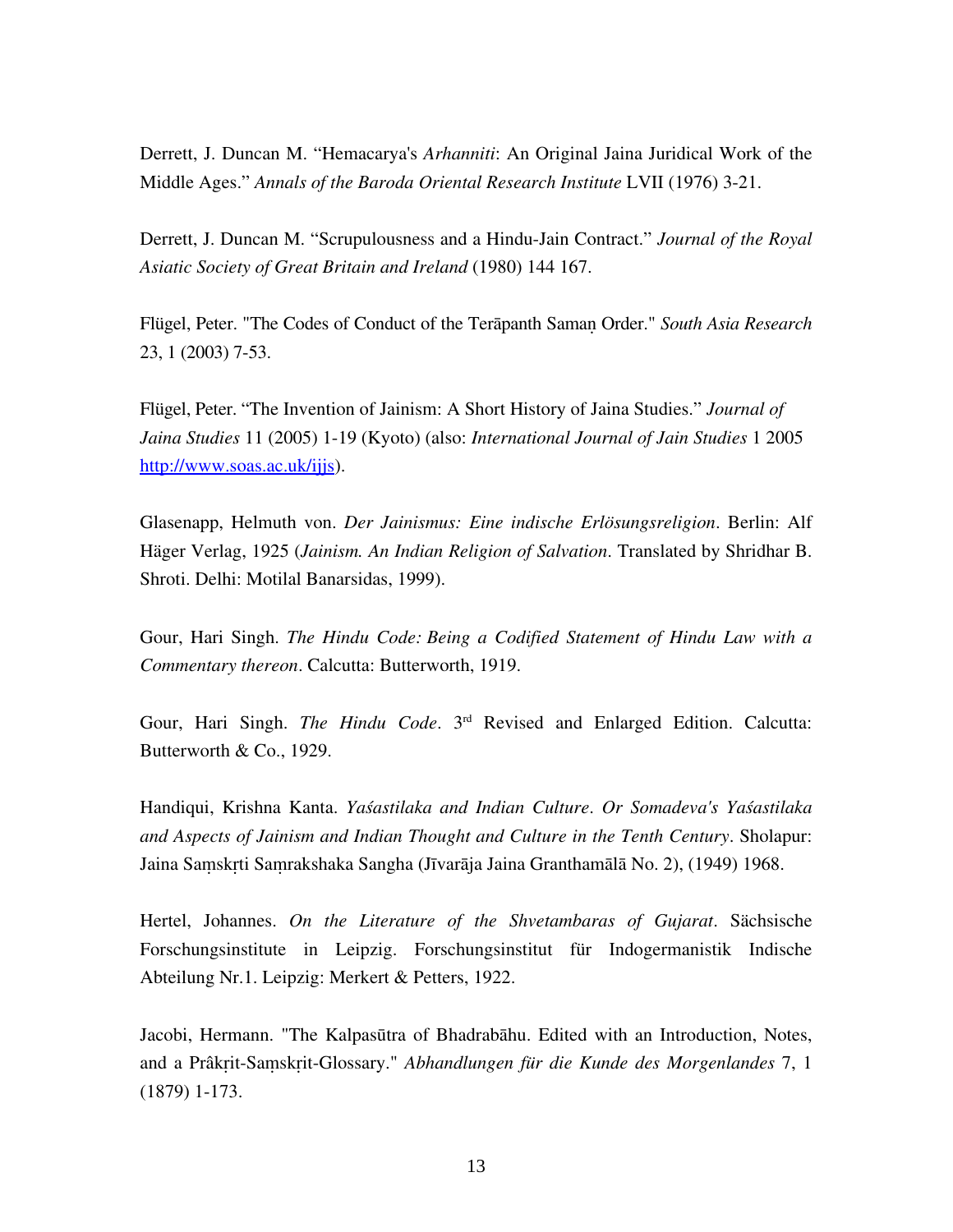Derrett, J. Duncan M. “Hemacarya's *Arhanniti*: An Original Jaina Juridical Work of the Middle Ages.” *Annals of the Baroda Oriental Research Institute* LVII (1976) 3-21.

Derrett, J. Duncan M. “Scrupulousness and a Hindu-Jain Contract.” *Journal of the Royal Asiatic Society of Great Britain and Ireland* (1980) 144 167.

Flügel, Peter. "The Codes of Conduct of the Terāpanth Samaṇ Order." *South Asia Research* 23, 1 (2003) 7-53.

Flügel, Peter. “The Invention of Jainism: A Short History of Jaina Studies.” *Journal of Jaina Studies* 11 (2005) 1-19 (Kyoto) (also: *International Journal of Jain Studies* 1 2005 [http://www.soas.ac.uk/ijjs](http://www.soas.ac.uk/ijjs)).

Glasenapp, Helmuth von. *Der Jainismus: Eine indische Erlösungsreligion*. Berlin: Alf Häger Verlag, 1925 (*Jainism. An Indian Religion of Salvation*. Translated by Shridhar B. Shroti. Delhi: Motilal Banarsidas, 1999).

Gour, Hari Singh. *The Hindu Code: Being a Codified Statement of Hindu Law with a Commentary thereon*. Calcutta: Butterworth, 1919.

Gour, Hari Singh. *The Hindu Code*. 3rd Revised and Enlarged Edition. Calcutta: Butterworth & Co., 1929.

Handiqui, Krishna Kanta. *Yaśastilaka and Indian Culture. Or Somadeva's Yaśastilaka and Aspects of Jainism and Indian Thought and Culture in the Tenth Century*. Sholapur: Jaina Saṃskṛti Saṃrakshaka Sangha (Jīvarāja Jaina Granthamālā No. 2), (1949) 1968.

Hertel, Johannes. *On the Literature of the Shvetambaras of Gujarat*. Sächsische Forschungsinstitute in Leipzig. Forschungsinstitut für Indogermanistik Indische Abteilung Nr.1. Leipzig: Merkert & Petters, 1922.

Jacobi, Hermann. "The Kalpasūtra of Bhadrabāhu. Edited with an Introduction, Notes, and a Prâkṛit-Saṃskṛit-Glossary." *Abhandlungen für die Kunde des Morgenlandes* 7, 1 (1879) 1-173.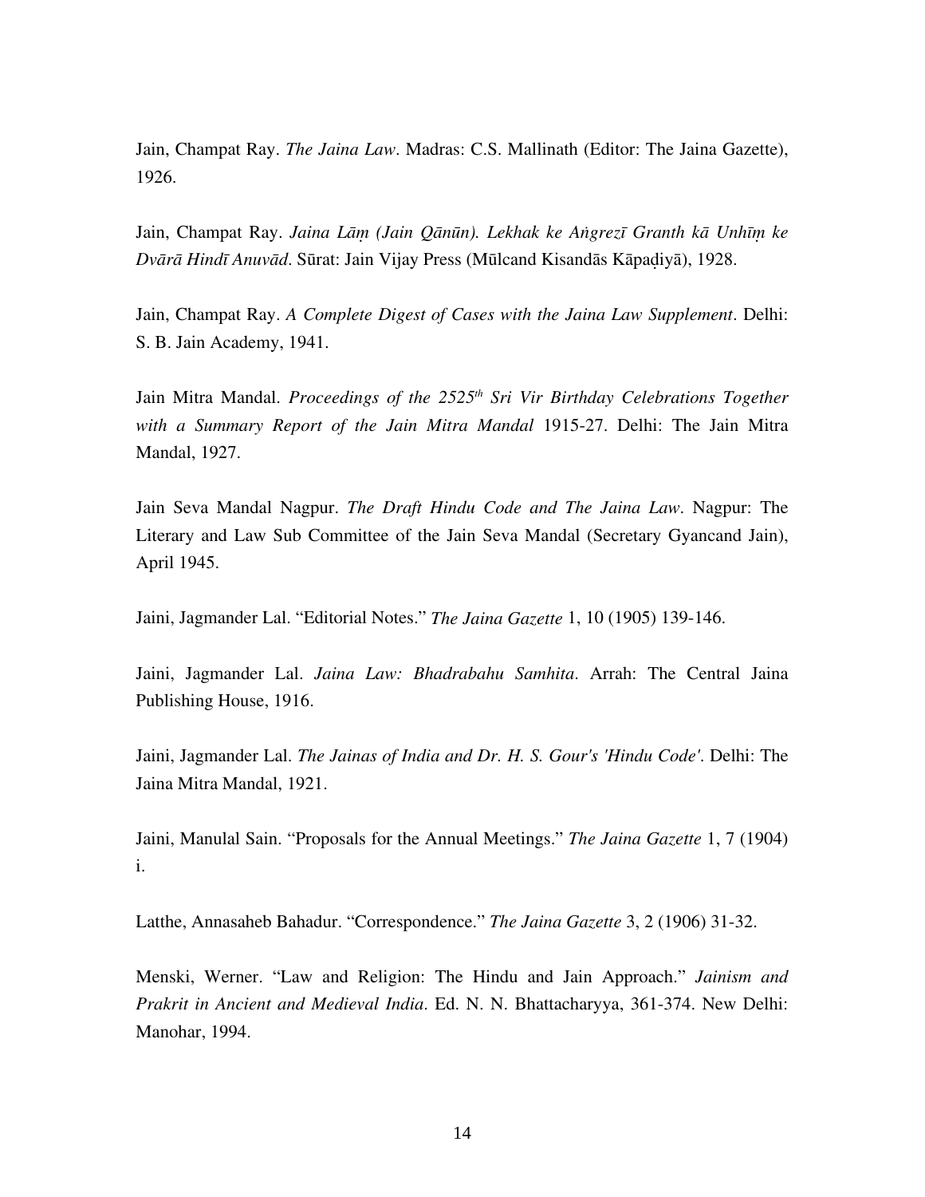Jain, Champat Ray. *The Jaina Law*. Madras: C.S. Mallinath (Editor: The Jaina Gazette), 1926.

Jain, Champat Ray. *Jaina Lāṃ (Jain Qānūn). Lekhak ke Aṅgrezī Granth kā Unhīṃ ke Dvārā Hindī Anuvād*. Sūrat: Jain Vijay Press (Mūlcand Kisandās Kāpaḍiyā), 1928.

Jain, Champat Ray. *A Complete Digest of Cases with the Jaina Law Supplement*. Delhi: S. B. Jain Academy, 1941.

Jain Mitra Mandal. *Proceedings of the 2525th Sri Vir Birthday Celebrations Together with a Summary Report of the Jain Mitra Mandal* 1915-27. Delhi: The Jain Mitra Mandal, 1927.

Jain Seva Mandal Nagpur. *The Draft Hindu Code and The Jaina Law*. Nagpur: The Literary and Law Sub Committee of the Jain Seva Mandal (Secretary Gyancand Jain), April 1945.

Jaini, Jagmander Lal. "Editorial Notes." *The Jaina Gazette* 1, 10 (1905) 139-146.

Jaini, Jagmander Lal. *Jaina Law: Bhadrabahu Samhita*. Arrah: The Central Jaina Publishing House, 1916.

Jaini, Jagmander Lal. *The Jainas of India and Dr. H. S. Gour's 'Hindu Code'*. Delhi: The Jaina Mitra Mandal, 1921.

Jaini, Manulal Sain. "Proposals for the Annual Meetings." *The Jaina Gazette* 1, 7 (1904) i.

Latthe, Annasaheb Bahadur. "Correspondence." *The Jaina Gazette* 3, 2 (1906) 31-32.

Menski, Werner. "Law and Religion: The Hindu and Jain Approach." *Jainism and Prakrit in Ancient and Medieval India*. Ed. N. N. Bhattacharyya, 361-374. New Delhi: Manohar, 1994.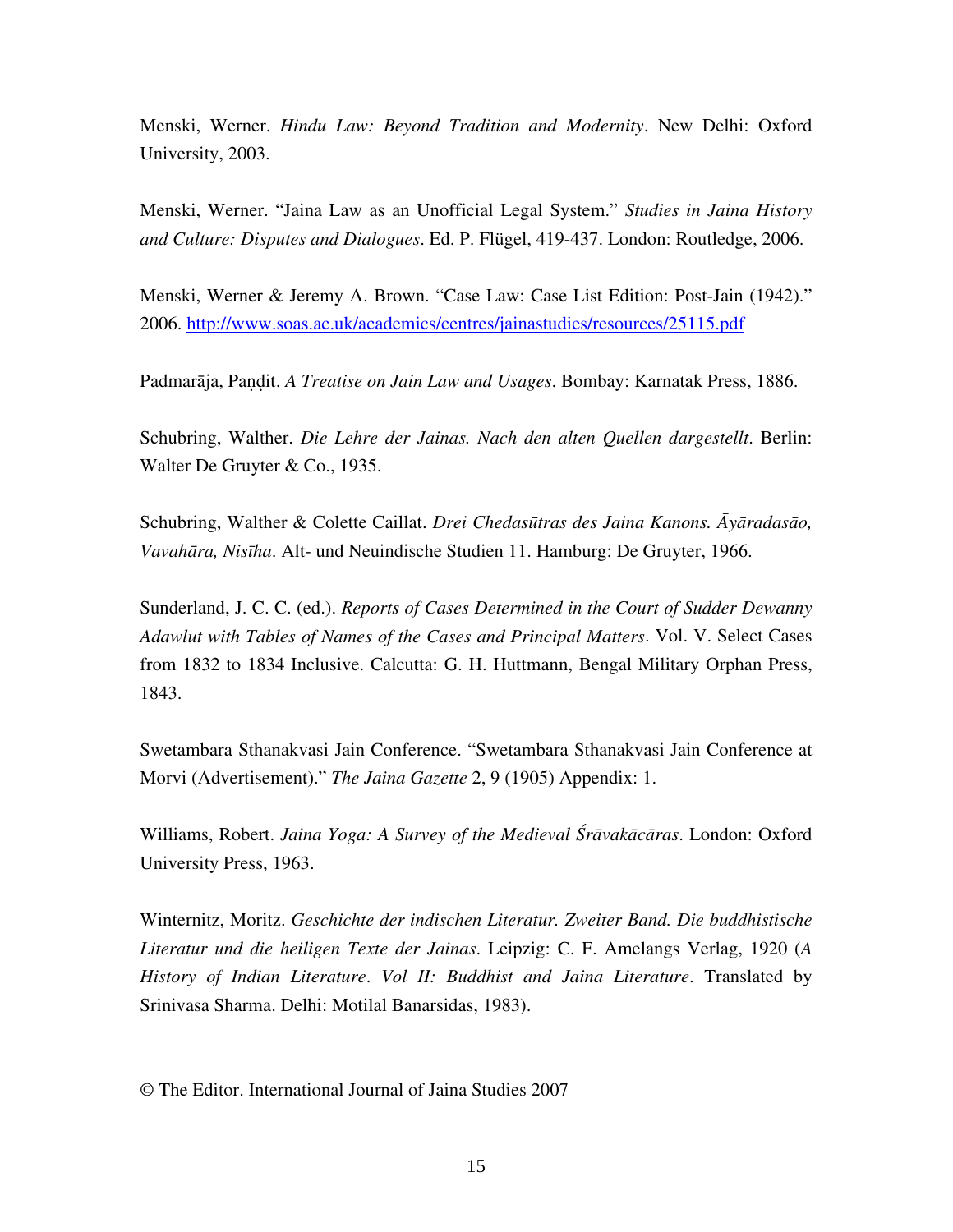Menski, Werner. *Hindu Law: Beyond Tradition and Modernity*. New Delhi: Oxford University, 2003.

Menski, Werner. "Jaina Law as an Unofficial Legal System." *Studies in Jaina History and Culture: Disputes and Dialogues*. Ed. P. Flügel, 419-437. London: Routledge, 2006.

Menski, Werner & Jeremy A. Brown. "Case Law: Case List Edition: Post-Jain (1942)." 2006. http://www.soas.ac.uk/academics/centres/jainastudies/resources/25115.pdf

Padmarāja, Paṇḍit. *A Treatise on Jain Law and Usages*. Bombay: Karnatak Press, 1886.

Schubring, Walther. *Die Lehre der Jainas. Nach den alten Quellen dargestellt*. Berlin: Walter De Gruyter & Co., 1935.

Schubring, Walther & Colette Caillat. *Drei Chedasūtras des Jaina Kanons. Āyāradasāo, Vavahāra, Nisīha*. Alt- und Neuindische Studien 11. Hamburg: De Gruyter, 1966.

Sunderland, J. C. C. (ed.). *Reports of Cases Determined in the Court of Sudder Dewanny Adawlut with Tables of Names of the Cases and Principal Matters*. Vol. V. Select Cases from 1832 to 1834 Inclusive. Calcutta: G. H. Huttmann, Bengal Military Orphan Press, 1843.

Swetambara Sthanakvasi Jain Conference. "Swetambara Sthanakvasi Jain Conference at Morvi (Advertisement)." *The Jaina Gazette* 2, 9 (1905) Appendix: 1.

Williams, Robert. *Jaina Yoga: A Survey of the Medieval Śrāvakācāras*. London: Oxford University Press, 1963.

Winternitz, Moritz. *Geschichte der indischen Literatur. Zweiter Band. Die buddhistische Literatur und die heiligen Texte der Jainas*. Leipzig: C. F. Amelangs Verlag, 1920 (*A History of Indian Literature*. *Vol II: Buddhist and Jaina Literature*. Translated by Srinivasa Sharma. Delhi: Motilal Banarsidas, 1983).

© The Editor. International Journal of Jaina Studies 2007